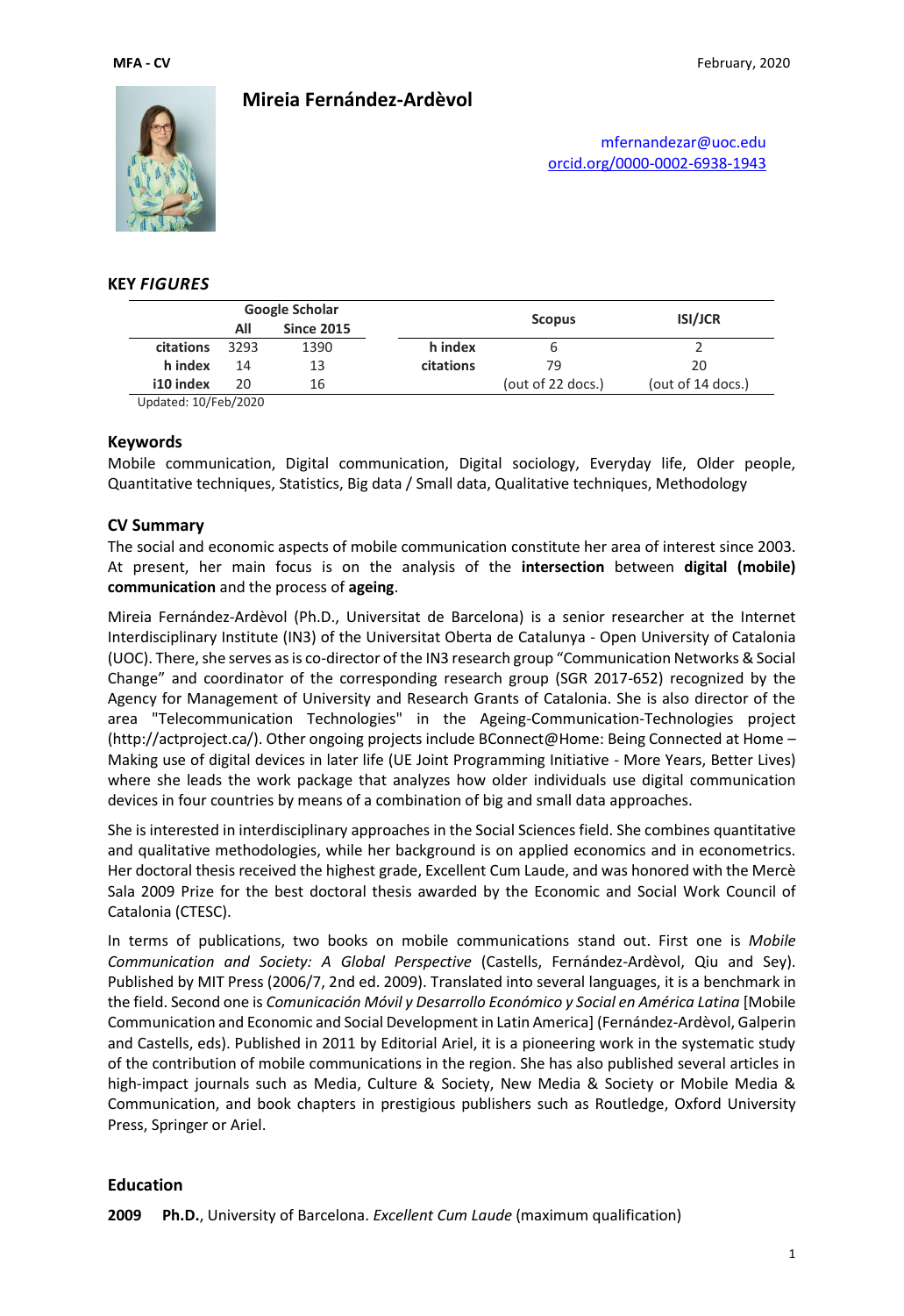# Mireia Fernández-Ardèvol

mfernandezar@uoc.edu
orcid.org/0000-0002-6938-1943

## KEY *FIGURES*

| | Google Scholar | | | Scopus | ISI/JCR |
|---|---|---|---|---|---|
| | All | Since 2015 | | | |
| citations | 3293 | 1390 | h index | 6 | 2 |
| h index | 14 | 13 | citations | 79 | 20 |
| i10 index | 20 | 16 | | (out of 22 docs.) | (out of 14 docs.) |

Updated: 10/Feb/2020

## Keywords

Mobile communication, Digital communication, Digital sociology, Everyday life, Older people, Quantitative techniques, Statistics, Big data / Small data, Qualitative techniques, Methodology

## CV Summary

The social and economic aspects of mobile communication constitute her area of interest since 2003. At present, her main focus is on the analysis of the **intersection** between **digital (mobile) communication** and the process of **ageing**.

Mireia Fernández-Ardèvol (Ph.D., Universitat de Barcelona) is a senior researcher at the Internet Interdisciplinary Institute (IN3) of the Universitat Oberta de Catalunya - Open University of Catalonia (UOC). There, she serves as is co-director of the IN3 research group "Communication Networks & Social Change" and coordinator of the corresponding research group (SGR 2017-652) recognized by the Agency for Management of University and Research Grants of Catalonia. She is also director of the area "Telecommunication Technologies" in the Ageing-Communication-Technologies project (http://actproject.ca/). Other ongoing projects include BConnect@Home: Being Connected at Home – Making use of digital devices in later life (UE Joint Programming Initiative - More Years, Better Lives) where she leads the work package that analyzes how older individuals use digital communication devices in four countries by means of a combination of big and small data approaches.

She is interested in interdisciplinary approaches in the Social Sciences field. She combines quantitative and qualitative methodologies, while her background is on applied economics and in econometrics. Her doctoral thesis received the highest grade, Excellent Cum Laude, and was honored with the Mercè Sala 2009 Prize for the best doctoral thesis awarded by the Economic and Social Work Council of Catalonia (CTESC).

In terms of publications, two books on mobile communications stand out. First one is *Mobile Communication and Society: A Global Perspective* (Castells, Fernández-Ardèvol, Qiu and Sey). Published by MIT Press (2006/7, 2nd ed. 2009). Translated into several languages, it is a benchmark in the field. Second one is *Comunicación Móvil y Desarrollo Económico y Social en América Latina* [Mobile Communication and Economic and Social Development in Latin America] (Fernández-Ardèvol, Galperin and Castells, eds). Published in 2011 by Editorial Ariel, it is a pioneering work in the systematic study of the contribution of mobile communications in the region. She has also published several articles in high-impact journals such as Media, Culture & Society, New Media & Society or Mobile Media & Communication, and book chapters in prestigious publishers such as Routledge, Oxford University Press, Springer or Ariel.

## Education

**2009** **Ph.D.**, University of Barcelona. *Excellent Cum Laude* (maximum qualification)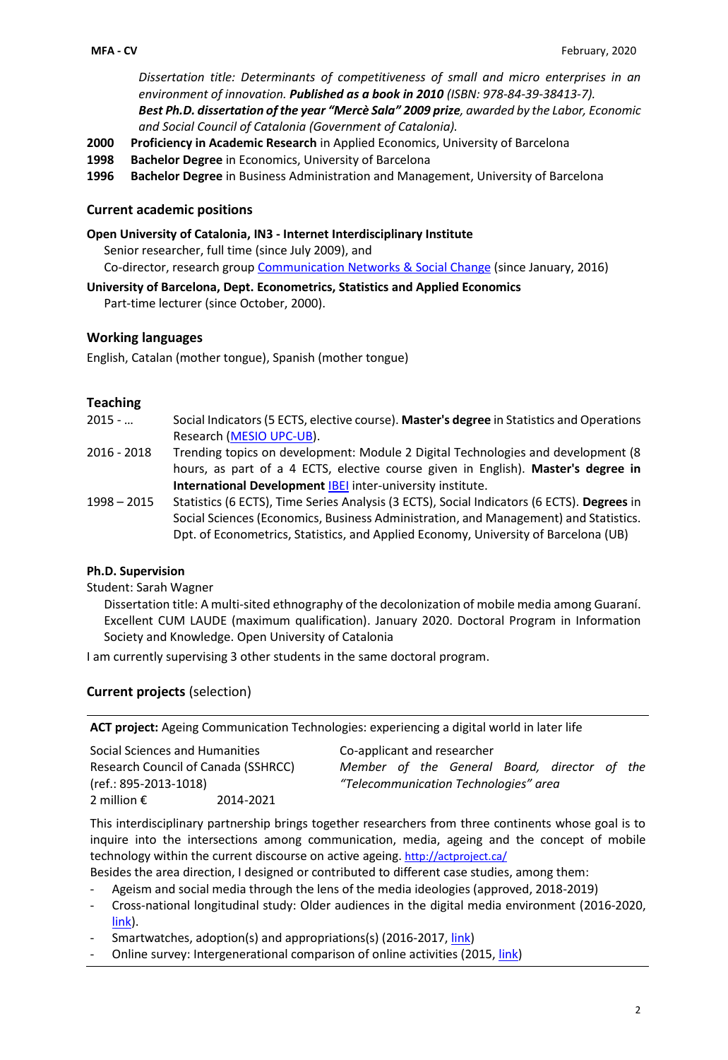*Dissertation title: Determinants of competitiveness of small and micro enterprises in an environment of innovation.* ***Published as a book in 2010*** *(ISBN: 978-84-39-38413-7).*
***Best Ph.D. dissertation of the year "Mercè Sala" 2009 prize****, awarded by the Labor, Economic and Social Council of Catalonia (Government of Catalonia).*

**2000** **Proficiency in Academic Research** in Applied Economics, University of Barcelona
**1998** **Bachelor Degree** in Economics, University of Barcelona
**1996** **Bachelor Degree** in Business Administration and Management, University of Barcelona

## Current academic positions

**Open University of Catalonia, IN3 - Internet Interdisciplinary Institute**
Senior researcher, full time (since July 2009), and
Co-director, research group Communication Networks & Social Change (since January, 2016)

**University of Barcelona, Dept. Econometrics, Statistics and Applied Economics**
Part-time lecturer (since October, 2000).

## Working languages

English, Catalan (mother tongue), Spanish (mother tongue)

## Teaching

| | |
|---|---|
| 2015 - … | Social Indicators (5 ECTS, elective course). **Master's degree** in Statistics and Operations Research (MESIO UPC-UB). |
| 2016 - 2018 | Trending topics on development: Module 2 Digital Technologies and development (8 hours, as part of a 4 ECTS, elective course given in English). **Master's degree in International Development** IBEI inter-university institute. |
| 1998 – 2015 | Statistics (6 ECTS), Time Series Analysis (3 ECTS), Social Indicators (6 ECTS). **Degrees** in Social Sciences (Economics, Business Administration, and Management) and Statistics. Dpt. of Econometrics, Statistics, and Applied Economy, University of Barcelona (UB) |

### Ph.D. Supervision

Student: Sarah Wagner
Dissertation title: A multi-sited ethnography of the decolonization of mobile media among Guaraní. Excellent CUM LAUDE (maximum qualification). January 2020. Doctoral Program in Information Society and Knowledge. Open University of Catalonia

I am currently supervising 3 other students in the same doctoral program.

## Current projects (selection)

**ACT project:** Ageing Communication Technologies: experiencing a digital world in later life

| | |
|---|---|
| Social Sciences and Humanities Research Council of Canada (SSHRCC) (ref.: 895-2013-1018)<br>2 million € 2014-2021 | Co-applicant and researcher<br>*Member of the General Board, director of the "Telecommunication Technologies" area* |

This interdisciplinary partnership brings together researchers from three continents whose goal is to inquire into the intersections among communication, media, ageing and the concept of mobile technology within the current discourse on active ageing. http://actproject.ca/
Besides the area direction, I designed or contributed to different case studies, among them:

- Ageism and social media through the lens of the media ideologies (approved, 2018-2019)
- Cross-national longitudinal study: Older audiences in the digital media environment (2016-2020, link).
- Smartwatches, adoption(s) and appropriations(s) (2016-2017, link)
- Online survey: Intergenerational comparison of online activities (2015, link)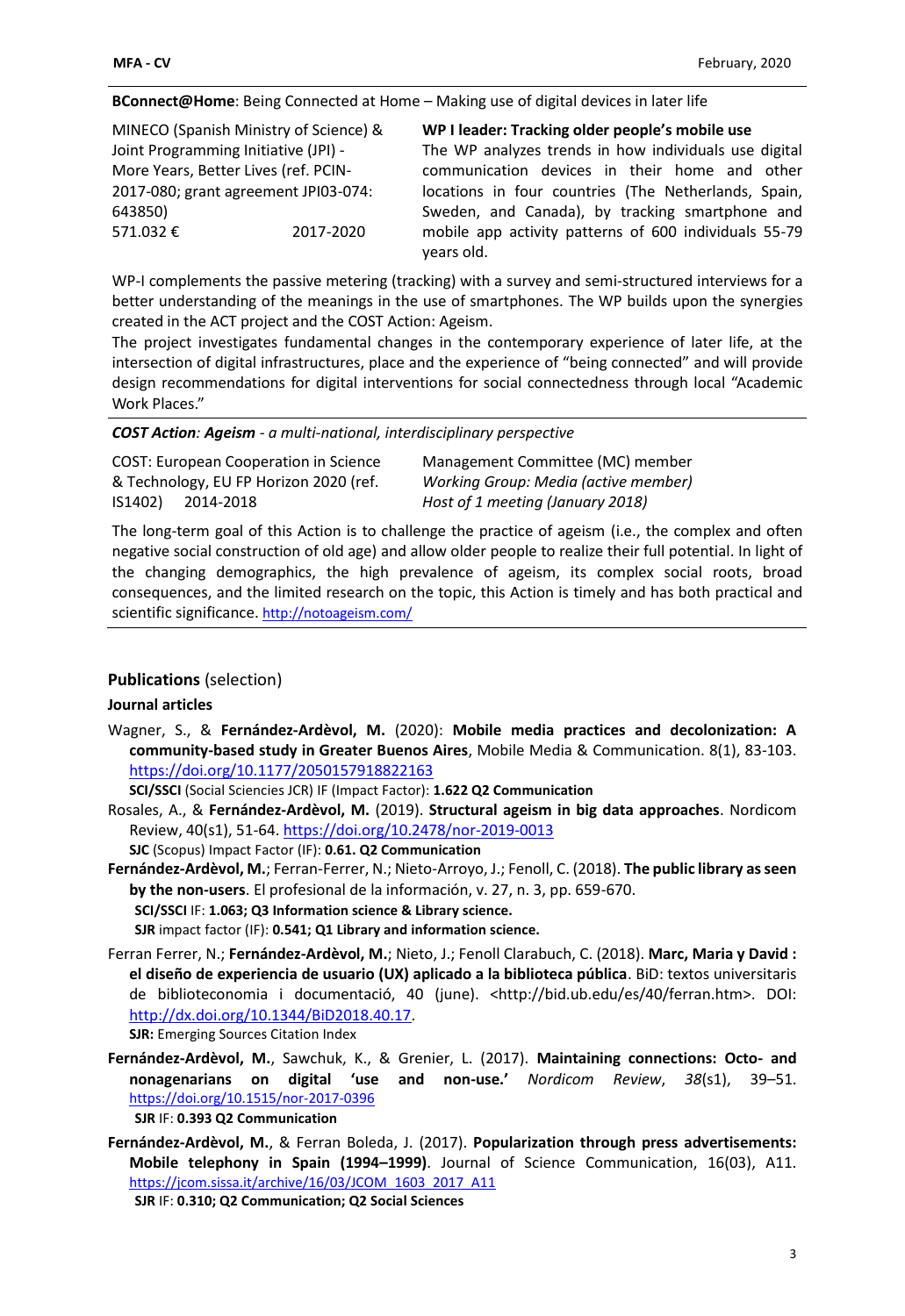**BConnect@Home**: Being Connected at Home – Making use of digital devices in later life

| | |
|---|---|
| MINECO (Spanish Ministry of Science) & Joint Programming Initiative (JPI) - More Years, Better Lives (ref. PCIN-2017-080; grant agreement JPI03-074: 643850)<br>571.032 € 2017-2020 | **WP I leader: Tracking older people's mobile use**<br>The WP analyzes trends in how individuals use digital communication devices in their home and other locations in four countries (The Netherlands, Spain, Sweden, and Canada), by tracking smartphone and mobile app activity patterns of 600 individuals 55-79 years old. |

WP-I complements the passive metering (tracking) with a survey and semi-structured interviews for a better understanding of the meanings in the use of smartphones. The WP builds upon the synergies created in the ACT project and the COST Action: Ageism.
The project investigates fundamental changes in the contemporary experience of later life, at the intersection of digital infrastructures, place and the experience of "being connected" and will provide design recommendations for digital interventions for social connectedness through local "Academic Work Places."

***COST Action**: **Ageism** - a multi-national, interdisciplinary perspective*

| | |
|---|---|
| COST: European Cooperation in Science & Technology, EU FP Horizon 2020 (ref. IS1402) 2014-2018 | Management Committee (MC) member<br>*Working Group: Media (active member)*<br>*Host of 1 meeting (January 2018)* |

The long-term goal of this Action is to challenge the practice of ageism (i.e., the complex and often negative social construction of old age) and allow older people to realize their full potential. In light of the changing demographics, the high prevalence of ageism, its complex social roots, broad consequences, and the limited research on the topic, this Action is timely and has both practical and scientific significance. http://notoageism.com/

## Publications (selection)

### Journal articles

Wagner, S., & **Fernández-Ardèvol, M.** (2020): **Mobile media practices and decolonization: A community-based study in Greater Buenos Aires**, Mobile Media & Communication. 8(1), 83-103. https://doi.org/10.1177/2050157918822163
**SCI/SSCI** (Social Sciencies JCR) IF (Impact Factor): **1.622 Q2 Communication**

Rosales, A., & **Fernández-Ardèvol, M.** (2019). **Structural ageism in big data approaches**. Nordicom Review, 40(s1), 51-64. https://doi.org/10.2478/nor-2019-0013
**SJC** (Scopus) Impact Factor (IF): **0.61. Q2 Communication**

**Fernández-Ardèvol, M.**; Ferran-Ferrer, N.; Nieto-Arroyo, J.; Fenoll, C. (2018). **The public library as seen by the non-users**. El profesional de la información, v. 27, n. 3, pp. 659-670.
**SCI/SSCI** IF: **1.063; Q3 Information science & Library science.**
**SJR** impact factor (IF): **0.541; Q1 Library and information science.**

Ferran Ferrer, N.; **Fernández-Ardèvol, M.**; Nieto, J.; Fenoll Clarabuch, C. (2018). **Marc, Maria y David : el diseño de experiencia de usuario (UX) aplicado a la biblioteca pública**. BiD: textos universitaris de biblioteconomia i documentació, 40 (june). <http://bid.ub.edu/es/40/ferran.htm>. DOI: http://dx.doi.org/10.1344/BiD2018.40.17.
**SJR:** Emerging Sources Citation Index

**Fernández-Ardèvol, M.**, Sawchuk, K., & Grenier, L. (2017). **Maintaining connections: Octo- and nonagenarians on digital 'use and non-use.'** *Nordicom Review*, *38*(s1), 39–51. https://doi.org/10.1515/nor-2017-0396
**SJR** IF: **0.393 Q2 Communication**

**Fernández-Ardèvol, M.**, & Ferran Boleda, J. (2017). **Popularization through press advertisements: Mobile telephony in Spain (1994–1999)**. Journal of Science Communication, 16(03), A11. https://jcom.sissa.it/archive/16/03/JCOM_1603_2017_A11
**SJR** IF: **0.310; Q2 Communication; Q2 Social Sciences**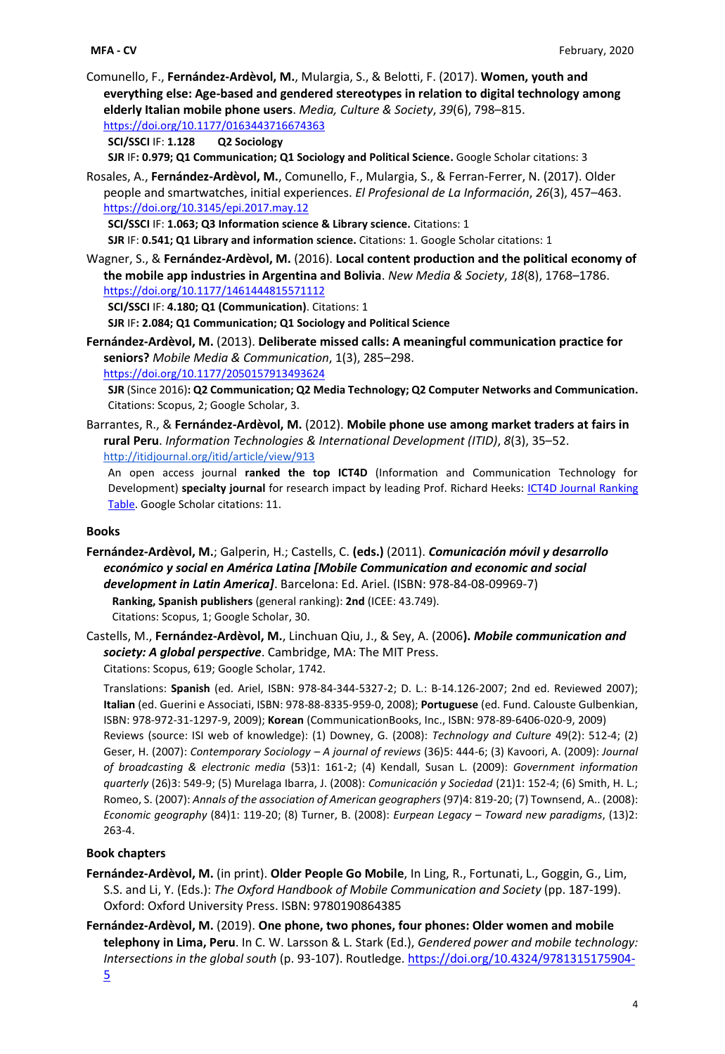Comunello, F., **Fernández-Ardèvol, M.**, Mulargia, S., & Belotti, F. (2017). **Women, youth and everything else: Age-based and gendered stereotypes in relation to digital technology among elderly Italian mobile phone users**. *Media, Culture & Society*, *39*(6), 798–815. https://doi.org/10.1177/0163443716674363

**SCI/SSCI** IF: **1.128** **Q2 Sociology**

**SJR** IF**: 0.979; Q1 Communication; Q1 Sociology and Political Science.** Google Scholar citations: 3

Rosales, A., **Fernández-Ardèvol, M.**, Comunello, F., Mulargia, S., & Ferran-Ferrer, N. (2017). Older people and smartwatches, initial experiences. *El Profesional de La Información*, *26*(3), 457–463. https://doi.org/10.3145/epi.2017.may.12

**SCI/SSCI** IF: **1.063; Q3 Information science & Library science.** Citations: 1

**SJR** IF: **0.541; Q1 Library and information science.** Citations: 1. Google Scholar citations: 1

Wagner, S., & **Fernández-Ardèvol, M.** (2016). **Local content production and the political economy of the mobile app industries in Argentina and Bolivia**. *New Media & Society*, *18*(8), 1768–1786. https://doi.org/10.1177/1461444815571112

**SCI/SSCI** IF: **4.180; Q1 (Communication)**. Citations: 1

**SJR** IF**: 2.084; Q1 Communication; Q1 Sociology and Political Science**

**Fernández-Ardèvol, M.** (2013). **Deliberate missed calls: A meaningful communication practice for seniors?** *Mobile Media & Communication*, 1(3), 285–298. https://doi.org/10.1177/2050157913493624

**SJR** (Since 2016)**: Q2 Communication; Q2 Media Technology; Q2 Computer Networks and Communication.** Citations: Scopus, 2; Google Scholar, 3.

Barrantes, R., & **Fernández-Ardèvol, M.** (2012). **Mobile phone use among market traders at fairs in rural Peru**. *Information Technologies & International Development (ITID)*, *8*(3), 35–52. http://itidjournal.org/itid/article/view/913

An open access journal **ranked the top** ICT4D (Information and Communication Technology for Development) **specialty journal** for research impact by leading Prof. Richard Heeks: ICT4D Journal Ranking Table. Google Scholar citations: 11.

## Books

**Fernández-Ardèvol, M.**; Galperin, H.; Castells, C. **(eds.)** (2011). ***Comunicación móvil y desarrollo económico y social en América Latina [Mobile Communication and economic and social development in Latin America]***. Barcelona: Ed. Ariel. (ISBN: 978-84-08-09969-7)

**Ranking, Spanish publishers** (general ranking): **2nd** (ICEE: 43.749).
Citations: Scopus, 1; Google Scholar, 30.

Castells, M., **Fernández-Ardèvol, M.**, Linchuan Qiu, J., & Sey, A. (2006**). *Mobile communication and society: A global perspective***. Cambridge, MA: The MIT Press.
Citations: Scopus, 619; Google Scholar, 1742.

Translations: **Spanish** (ed. Ariel, ISBN: 978-84-344-5327-2; D. L.: B-14.126-2007; 2nd ed. Reviewed 2007); **Italian** (ed. Guerini e Associati, ISBN: 978-88-8335-959-0, 2008); **Portuguese** (ed. Fund. Calouste Gulbenkian, ISBN: 978-972-31-1297-9, 2009); **Korean** (CommunicationBooks, Inc., ISBN: 978-89-6406-020-9, 2009)
Reviews (source: ISI web of knowledge): (1) Downey, G. (2008): *Technology and Culture* 49(2): 512-4; (2) Geser, H. (2007): *Contemporary Sociology – A journal of reviews* (36)5: 444-6; (3) Kavoori, A. (2009): *Journal of broadcasting & electronic media* (53)1: 161-2; (4) Kendall, Susan L. (2009): *Government information quarterly* (26)3: 549-9; (5) Murelaga Ibarra, J. (2008): *Comunicación y Sociedad* (21)1: 152-4; (6) Smith, H. L.; Romeo, S. (2007): *Annals of the association of American geographers* (97)4: 819-20; (7) Townsend, A.. (2008): *Economic geography* (84)1: 119-20; (8) Turner, B. (2008): *Eurpean Legacy – Toward new paradigms*, (13)2: 263-4.

## Book chapters

**Fernández-Ardèvol, M.** (in print). **Older People Go Mobile**, In Ling, R., Fortunati, L., Goggin, G., Lim, S.S. and Li, Y. (Eds.): *The Oxford Handbook of Mobile Communication and Society* (pp. 187-199). Oxford: Oxford University Press. ISBN: 9780190864385

**Fernández-Ardèvol, M.** (2019). **One phone, two phones, four phones: Older women and mobile telephony in Lima, Peru**. In C. W. Larsson & L. Stark (Ed.), *Gendered power and mobile technology: Intersections in the global south* (p. 93-107). Routledge. https://doi.org/10.4324/9781315175904-5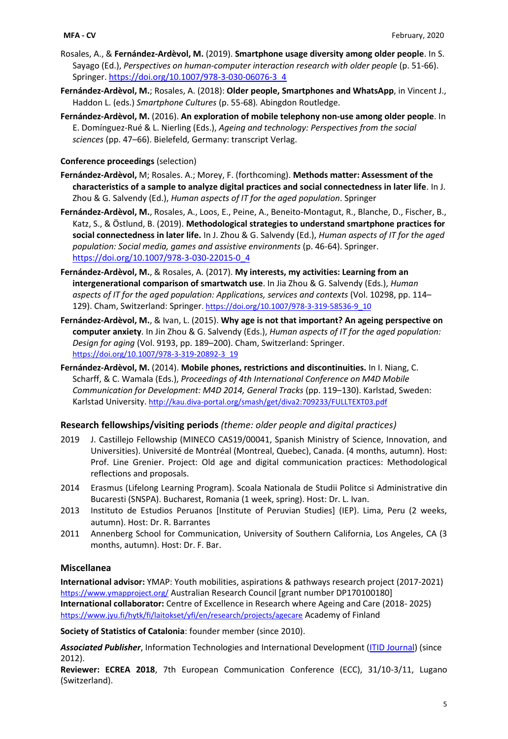Rosales, A., & **Fernández-Ardèvol, M.** (2019). **Smartphone usage diversity among older people**. In S. Sayago (Ed.), *Perspectives on human-computer interaction research with older people* (p. 51-66). Springer. https://doi.org/10.1007/978-3-030-06076-3_4

**Fernández-Ardèvol, M.**; Rosales, A. (2018): **Older people, Smartphones and WhatsApp**, in Vincent J., Haddon L. (eds.) *Smartphone Cultures* (p. 55-68)*.* Abingdon Routledge.

**Fernández-Ardèvol, M.** (2016). **An exploration of mobile telephony non-use among older people**. In E. Domínguez-Rué & L. Nierling (Eds.), *Ageing and technology: Perspectives from the social sciences* (pp. 47–66). Bielefeld, Germany: transcript Verlag.

**Conference proceedings** (selection)

**Fernández-Ardèvol,** M; Rosales. A.; Morey, F. (forthcoming). **Methods matter: Assessment of the characteristics of a sample to analyze digital practices and social connectedness in later life**. In J. Zhou & G. Salvendy (Ed.), *Human aspects of IT for the aged population*. Springer

**Fernández-Ardèvol, M.**, Rosales, A., Loos, E., Peine, A., Beneito-Montagut, R., Blanche, D., Fischer, B., Katz, S., & Östlund, B. (2019). **Methodological strategies to understand smartphone practices for social connectedness in later life.** In J. Zhou & G. Salvendy (Ed.), *Human aspects of IT for the aged population: Social media, games and assistive environments* (p. 46-64). Springer. https://doi.org/10.1007/978-3-030-22015-0_4

**Fernández-Ardèvol, M.**, & Rosales, A. (2017). **My interests, my activities: Learning from an intergenerational comparison of smartwatch use**. In Jia Zhou & G. Salvendy (Eds.), *Human aspects of IT for the aged population: Applications, services and contexts* (Vol. 10298, pp. 114–129). Cham, Switzerland: Springer. https://doi.org/10.1007/978-3-319-58536-9_10

**Fernández-Ardèvol, M.**, & Ivan, L. (2015). **Why age is not that important? An ageing perspective on computer anxiety**. In Jin Zhou & G. Salvendy (Eds.), *Human aspects of IT for the aged population: Design for aging* (Vol. 9193, pp. 189–200). Cham, Switzerland: Springer. https://doi.org/10.1007/978-3-319-20892-3_19

**Fernández-Ardèvol, M.** (2014). **Mobile phones, restrictions and discontinuities.** In I. Niang, C. Scharff, & C. Wamala (Eds.), *Proceedings of 4th International Conference on M4D Mobile Communication for Development: M4D 2014, General Tracks* (pp. 119–130). Karlstad, Sweden: Karlstad University. http://kau.diva-portal.org/smash/get/diva2:709233/FULLTEXT03.pdf

## Research fellowships/visiting periods *(theme: older people and digital practices)*

- 2019 J. Castillejo Fellowship (MINECO CAS19/00041, Spanish Ministry of Science, Innovation, and Universities). Université de Montréal (Montreal, Quebec), Canada. (4 months, autumn). Host: Prof. Line Grenier. Project: Old age and digital communication practices: Methodological reflections and proposals.
- 2014 Erasmus (Lifelong Learning Program). Scoala Nationala de Studii Politce si Administrative din Bucaresti (SNSPA). Bucharest, Romania (1 week, spring). Host: Dr. L. Ivan.
- 2013 Instituto de Estudios Peruanos [Institute of Peruvian Studies] (IEP). Lima, Peru (2 weeks, autumn). Host: Dr. R. Barrantes
- 2011 Annenberg School for Communication, University of Southern California, Los Angeles, CA (3 months, autumn). Host: Dr. F. Bar.

## Miscellanea

**International advisor:** YMAP: Youth mobilities, aspirations & pathways research project (2017-2021) https://www.ymapproject.org/ Australian Research Council [grant number DP170100180]
**International collaborator:** Centre of Excellence in Research where Ageing and Care (2018- 2025) https://www.jyu.fi/hytk/fi/laitokset/yfi/en/research/projects/agecare Academy of Finland

**Society of Statistics of Catalonia**: founder member (since 2010).

***Associated Publisher***, Information Technologies and International Development (ITID Journal) (since 2012).
**Reviewer: ECREA 2018**, 7th European Communication Conference (ECC), 31/10-3/11, Lugano (Switzerland).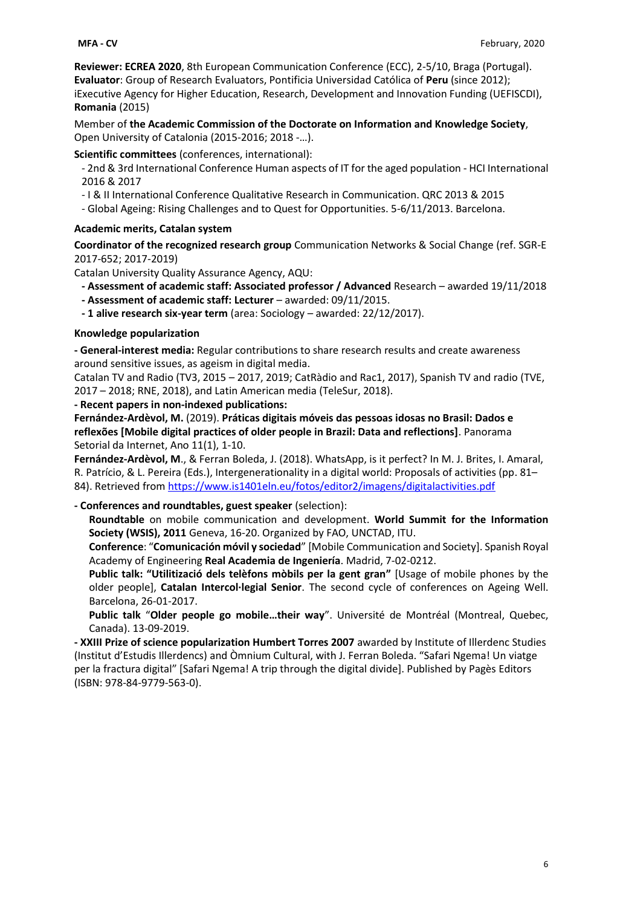**Reviewer: ECREA 2020**, 8th European Communication Conference (ECC), 2-5/10, Braga (Portugal).
**Evaluator**: Group of Research Evaluators, Pontificia Universidad Católica of **Peru** (since 2012); iExecutive Agency for Higher Education, Research, Development and Innovation Funding (UEFISCDI), **Romania** (2015)

Member of **the Academic Commission of the Doctorate on Information and Knowledge Society**, Open University of Catalonia (2015-2016; 2018 -…).

**Scientific committees** (conferences, international):

- 2nd & 3rd International Conference Human aspects of IT for the aged population - HCI International 2016 & 2017
- I & II International Conference Qualitative Research in Communication. QRC 2013 & 2015
- Global Ageing: Rising Challenges and to Quest for Opportunities. 5-6/11/2013. Barcelona.

**Academic merits, Catalan system**

**Coordinator of the recognized research group** Communication Networks & Social Change (ref. SGR-E 2017-652; 2017-2019)

Catalan University Quality Assurance Agency, AQU:

- **Assessment of academic staff: Associated professor / Advanced** Research – awarded 19/11/2018
- **Assessment of academic staff: Lecturer** – awarded: 09/11/2015.
- **1 alive research six-year term** (area: Sociology – awarded: 22/12/2017).

**Knowledge popularization**

**- General-interest media:** Regular contributions to share research results and create awareness around sensitive issues, as ageism in digital media.

Catalan TV and Radio (TV3, 2015 – 2017, 2019; CatRàdio and Rac1, 2017), Spanish TV and radio (TVE, 2017 – 2018; RNE, 2018), and Latin American media (TeleSur, 2018).

**- Recent papers in non-indexed publications:**

**Fernández-Ardèvol, M.** (2019). **Práticas digitais móveis das pessoas idosas no Brasil: Dados e reflexões [Mobile digital practices of older people in Brazil: Data and reflections]**. Panorama Setorial da Internet, Ano 11(1), 1-10.

**Fernández-Ardèvol, M**., & Ferran Boleda, J. (2018). WhatsApp, is it perfect? In M. J. Brites, I. Amaral, R. Patrício, & L. Pereira (Eds.), Intergenerationality in a digital world: Proposals of activities (pp. 81–84). Retrieved from https://www.is1401eln.eu/fotos/editor2/imagens/digitalactivities.pdf

**- Conferences and roundtables, guest speaker** (selection):

**Roundtable** on mobile communication and development. **World Summit for the Information Society (WSIS), 2011** Geneva, 16-20. Organized by FAO, UNCTAD, ITU.

**Conference**: "**Comunicación móvil y sociedad**" [Mobile Communication and Society]. Spanish Royal Academy of Engineering **Real Academia de Ingeniería**. Madrid, 7-02-0212.

**Public talk: "Utilitizació dels telèfons mòbils per la gent gran"** [Usage of mobile phones by the older people], **Catalan Intercol·legial Senior**. The second cycle of conferences on Ageing Well. Barcelona, 26-01-2017.

**Public talk** "**Older people go mobile…their way**". Université de Montréal (Montreal, Quebec, Canada). 13-09-2019.

**- XXIII Prize of science popularization Humbert Torres 2007** awarded by Institute of Illerdenc Studies (Institut d'Estudis Illerdencs) and Òmnium Cultural, with J. Ferran Boleda. "Safari Ngema! Un viatge per la fractura digital" [Safari Ngema! A trip through the digital divide]. Published by Pagès Editors (ISBN: 978-84-9779-563-0).